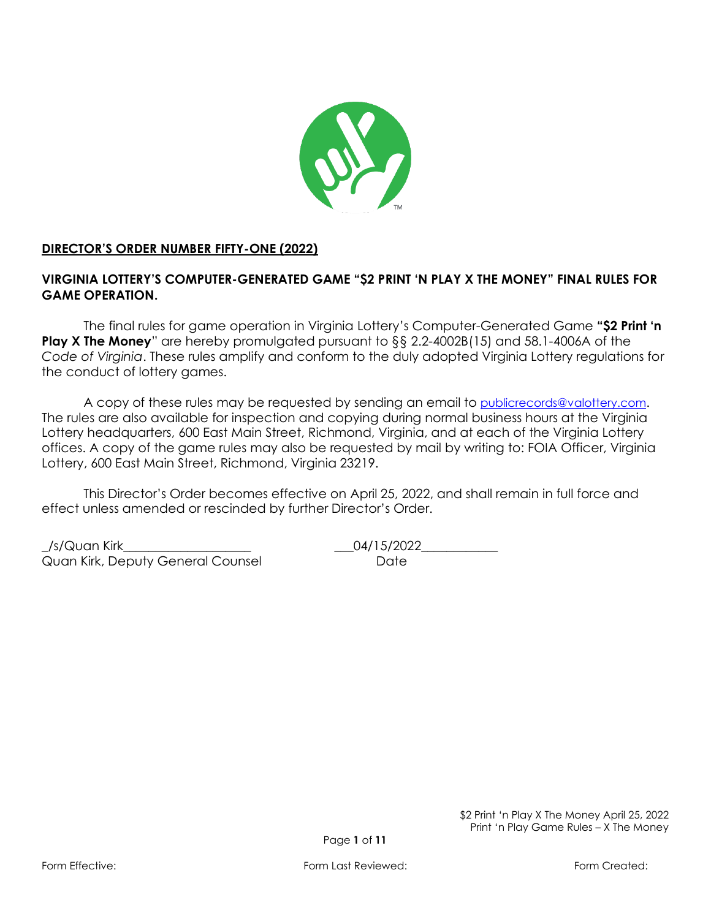**DIRECTOR'S ORDER NUMBER FIFTY-ONE (2022)**

**VIRGINIA LOTTERY'S COMPUTER-GENERATED GAME "$2 PRINT 'N PLAY X THE MONEY" FINAL RULES FOR GAME OPERATION.**

The final rules for game operation in Virginia Lottery's Computer-Generated Game **"$2 Print 'n Play X The Money"** are hereby promulgated pursuant to §§ 2.2-4002B(15) and 58.1-4006A of the *Code of Virginia*. These rules amplify and conform to the duly adopted Virginia Lottery regulations for the conduct of lottery games.

A copy of these rules may be requested by sending an email to publicrecords@valottery.com. The rules are also available for inspection and copying during normal business hours at the Virginia Lottery headquarters, 600 East Main Street, Richmond, Virginia, and at each of the Virginia Lottery offices. A copy of the game rules may also be requested by mail by writing to: FOIA Officer, Virginia Lottery, 600 East Main Street, Richmond, Virginia 23219.

This Director's Order becomes effective on April 25, 2022, and shall remain in full force and effect unless amended or rescinded by further Director's Order.

_/s/Quan Kirk____________________ ___04/15/2022____________
Quan Kirk, Deputy General Counsel Date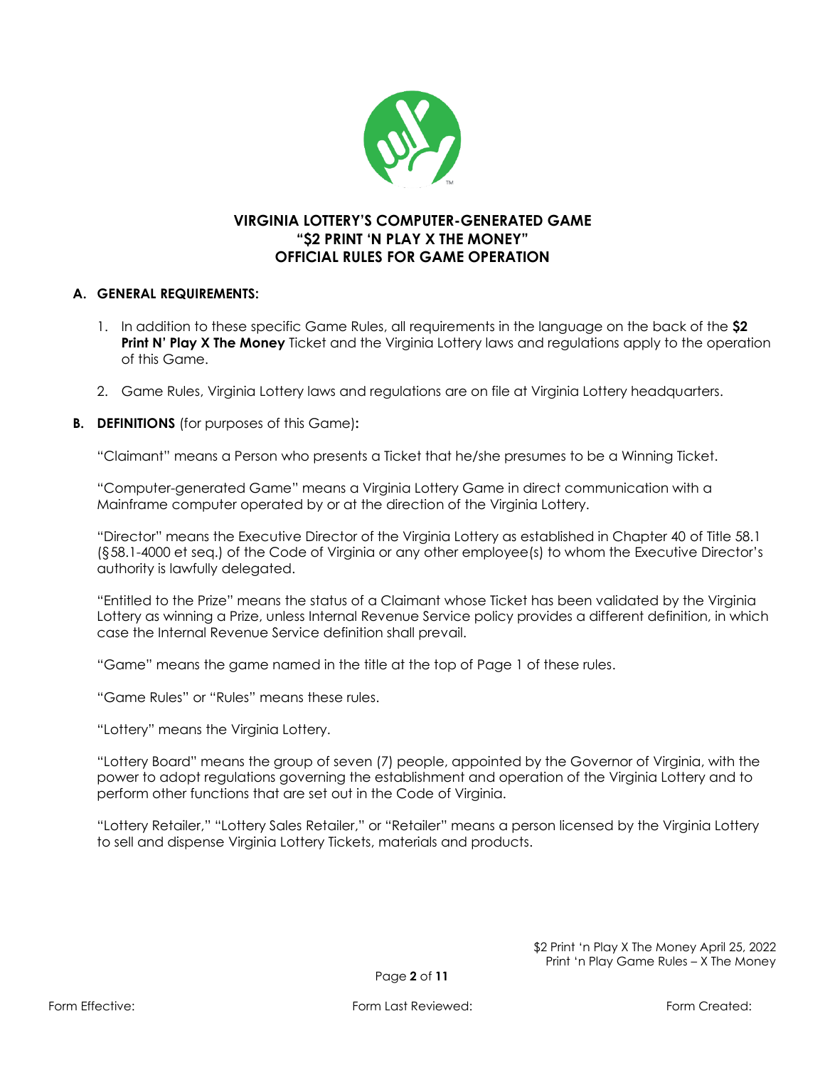**VIRGINIA LOTTERY'S COMPUTER-GENERATED GAME**
**"$2 PRINT 'N PLAY X THE MONEY"**
**OFFICIAL RULES FOR GAME OPERATION**

## A. GENERAL REQUIREMENTS:

1. In addition to these specific Game Rules, all requirements in the language on the back of the **$2 Print N' Play X The Money** Ticket and the Virginia Lottery laws and regulations apply to the operation of this Game.

2. Game Rules, Virginia Lottery laws and regulations are on file at Virginia Lottery headquarters.

## B. DEFINITIONS (for purposes of this Game):

"Claimant" means a Person who presents a Ticket that he/she presumes to be a Winning Ticket.

"Computer-generated Game" means a Virginia Lottery Game in direct communication with a Mainframe computer operated by or at the direction of the Virginia Lottery.

"Director" means the Executive Director of the Virginia Lottery as established in Chapter 40 of Title 58.1 (§58.1-4000 et seq.) of the Code of Virginia or any other employee(s) to whom the Executive Director's authority is lawfully delegated.

"Entitled to the Prize" means the status of a Claimant whose Ticket has been validated by the Virginia Lottery as winning a Prize, unless Internal Revenue Service policy provides a different definition, in which case the Internal Revenue Service definition shall prevail.

"Game" means the game named in the title at the top of Page 1 of these rules.

"Game Rules" or "Rules" means these rules.

"Lottery" means the Virginia Lottery.

"Lottery Board" means the group of seven (7) people, appointed by the Governor of Virginia, with the power to adopt regulations governing the establishment and operation of the Virginia Lottery and to perform other functions that are set out in the Code of Virginia.

"Lottery Retailer," "Lottery Sales Retailer," or "Retailer" means a person licensed by the Virginia Lottery to sell and dispense Virginia Lottery Tickets, materials and products.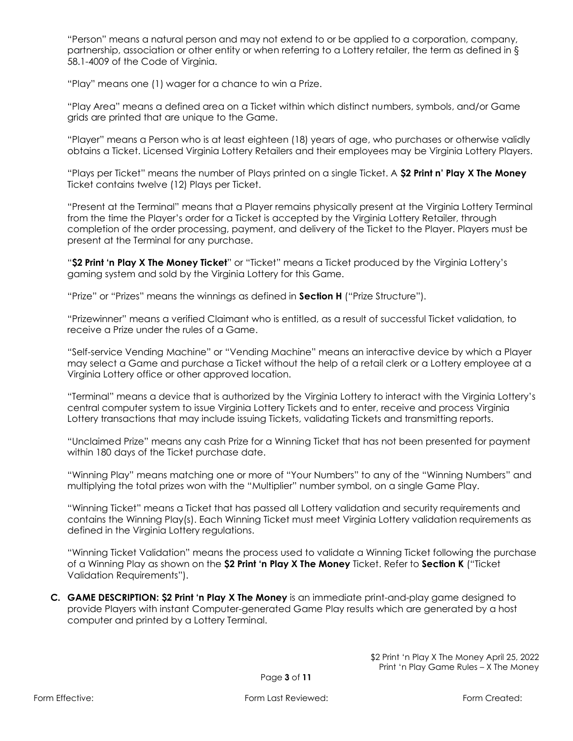"Person" means a natural person and may not extend to or be applied to a corporation, company, partnership, association or other entity or when referring to a Lottery retailer, the term as defined in § 58.1-4009 of the Code of Virginia.

"Play" means one (1) wager for a chance to win a Prize.

"Play Area" means a defined area on a Ticket within which distinct numbers, symbols, and/or Game grids are printed that are unique to the Game.

"Player" means a Person who is at least eighteen (18) years of age, who purchases or otherwise validly obtains a Ticket. Licensed Virginia Lottery Retailers and their employees may be Virginia Lottery Players.

"Plays per Ticket" means the number of Plays printed on a single Ticket. A **$2 Print n' Play X The Money** Ticket contains twelve (12) Plays per Ticket.

"Present at the Terminal" means that a Player remains physically present at the Virginia Lottery Terminal from the time the Player's order for a Ticket is accepted by the Virginia Lottery Retailer, through completion of the order processing, payment, and delivery of the Ticket to the Player. Players must be present at the Terminal for any purchase.

"**$2 Print 'n Play X The Money Ticket**" or "Ticket" means a Ticket produced by the Virginia Lottery's gaming system and sold by the Virginia Lottery for this Game.

"Prize" or "Prizes" means the winnings as defined in **Section H** ("Prize Structure").

"Prizewinner" means a verified Claimant who is entitled, as a result of successful Ticket validation, to receive a Prize under the rules of a Game.

"Self-service Vending Machine" or "Vending Machine" means an interactive device by which a Player may select a Game and purchase a Ticket without the help of a retail clerk or a Lottery employee at a Virginia Lottery office or other approved location.

"Terminal" means a device that is authorized by the Virginia Lottery to interact with the Virginia Lottery's central computer system to issue Virginia Lottery Tickets and to enter, receive and process Virginia Lottery transactions that may include issuing Tickets, validating Tickets and transmitting reports.

"Unclaimed Prize" means any cash Prize for a Winning Ticket that has not been presented for payment within 180 days of the Ticket purchase date.

"Winning Play" means matching one or more of "Your Numbers" to any of the "Winning Numbers" and multiplying the total prizes won with the "Multiplier" number symbol, on a single Game Play.

"Winning Ticket" means a Ticket that has passed all Lottery validation and security requirements and contains the Winning Play(s). Each Winning Ticket must meet Virginia Lottery validation requirements as defined in the Virginia Lottery regulations.

"Winning Ticket Validation" means the process used to validate a Winning Ticket following the purchase of a Winning Play as shown on the **$2 Print 'n Play X The Money** Ticket. Refer to **Section K** ("Ticket Validation Requirements").

**C. GAME DESCRIPTION: $2 Print 'n Play X The Money** is an immediate print-and-play game designed to provide Players with instant Computer-generated Game Play results which are generated by a host computer and printed by a Lottery Terminal.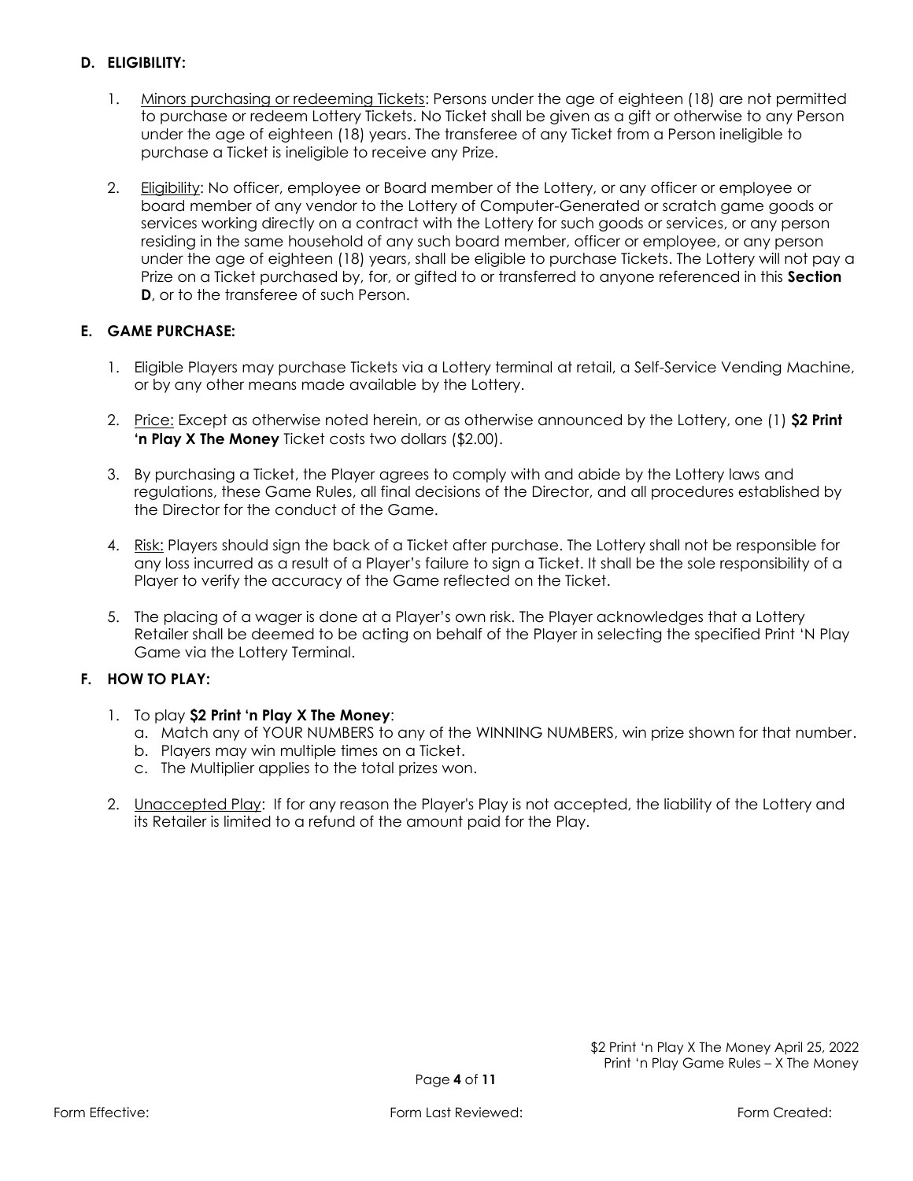**D. ELIGIBILITY:**

1. Minors purchasing or redeeming Tickets: Persons under the age of eighteen (18) are not permitted to purchase or redeem Lottery Tickets. No Ticket shall be given as a gift or otherwise to any Person under the age of eighteen (18) years. The transferee of any Ticket from a Person ineligible to purchase a Ticket is ineligible to receive any Prize.

2. Eligibility: No officer, employee or Board member of the Lottery, or any officer or employee or board member of any vendor to the Lottery of Computer-Generated or scratch game goods or services working directly on a contract with the Lottery for such goods or services, or any person residing in the same household of any such board member, officer or employee, or any person under the age of eighteen (18) years, shall be eligible to purchase Tickets. The Lottery will not pay a Prize on a Ticket purchased by, for, or gifted to or transferred to anyone referenced in this **Section D**, or to the transferee of such Person.

**E. GAME PURCHASE:**

1. Eligible Players may purchase Tickets via a Lottery terminal at retail, a Self-Service Vending Machine, or by any other means made available by the Lottery.

2. Price: Except as otherwise noted herein, or as otherwise announced by the Lottery, one (1) **$2 Print 'n Play X The Money** Ticket costs two dollars ($2.00).

3. By purchasing a Ticket, the Player agrees to comply with and abide by the Lottery laws and regulations, these Game Rules, all final decisions of the Director, and all procedures established by the Director for the conduct of the Game.

4. Risk: Players should sign the back of a Ticket after purchase. The Lottery shall not be responsible for any loss incurred as a result of a Player's failure to sign a Ticket. It shall be the sole responsibility of a Player to verify the accuracy of the Game reflected on the Ticket.

5. The placing of a wager is done at a Player's own risk. The Player acknowledges that a Lottery Retailer shall be deemed to be acting on behalf of the Player in selecting the specified Print 'N Play Game via the Lottery Terminal.

**F. HOW TO PLAY:**

1. To play **$2 Print 'n Play X The Money**:
   a. Match any of YOUR NUMBERS to any of the WINNING NUMBERS, win prize shown for that number.
   b. Players may win multiple times on a Ticket.
   c. The Multiplier applies to the total prizes won.

2. Unaccepted Play: If for any reason the Player's Play is not accepted, the liability of the Lottery and its Retailer is limited to a refund of the amount paid for the Play.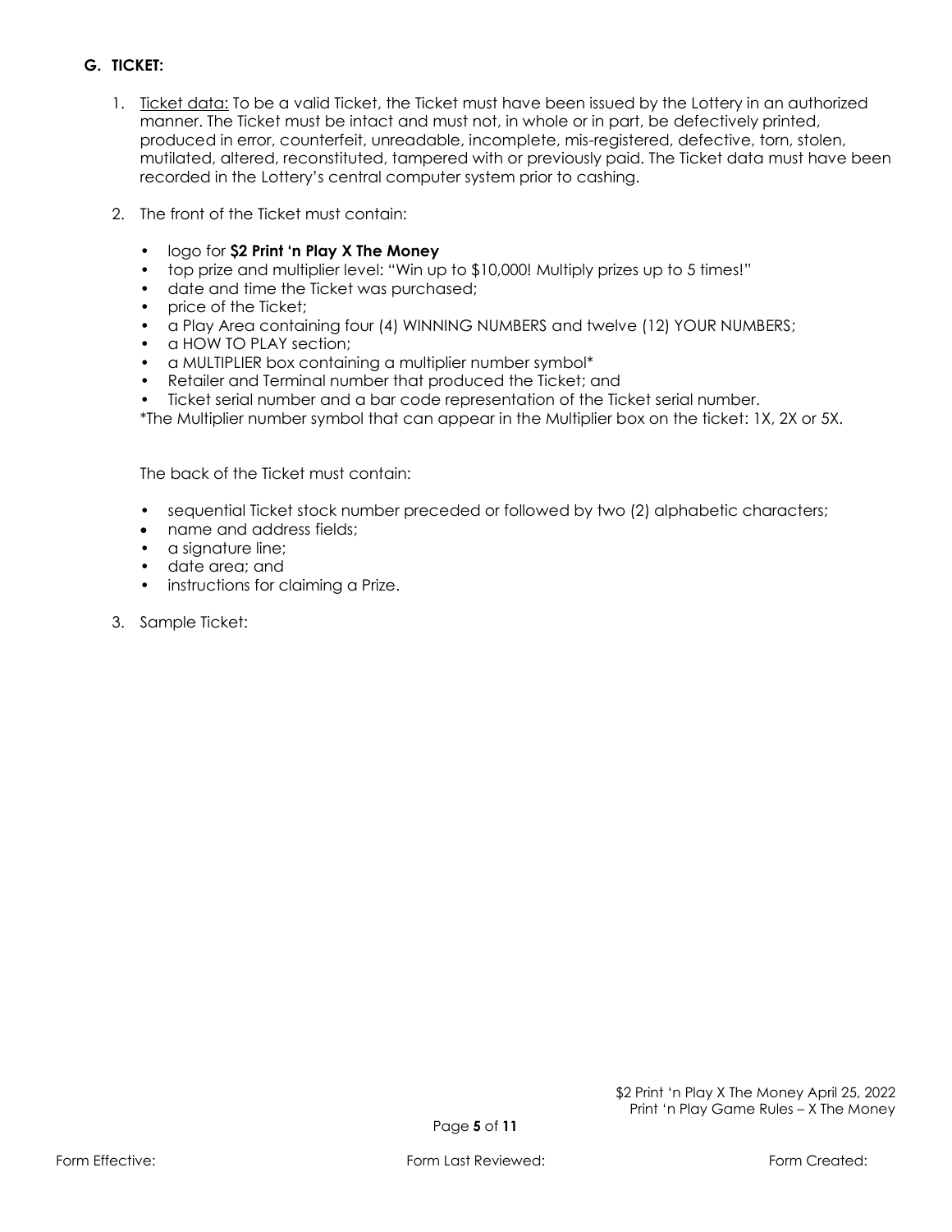## G. TICKET:

1. Ticket data: To be a valid Ticket, the Ticket must have been issued by the Lottery in an authorized manner. The Ticket must be intact and must not, in whole or in part, be defectively printed, produced in error, counterfeit, unreadable, incomplete, mis-registered, defective, torn, stolen, mutilated, altered, reconstituted, tampered with or previously paid. The Ticket data must have been recorded in the Lottery's central computer system prior to cashing.

2. The front of the Ticket must contain:

   - logo for **$2 Print 'n Play X The Money**
   - top prize and multiplier level: "Win up to $10,000! Multiply prizes up to 5 times!"
   - date and time the Ticket was purchased;
   - price of the Ticket;
   - a Play Area containing four (4) WINNING NUMBERS and twelve (12) YOUR NUMBERS;
   - a HOW TO PLAY section;
   - a MULTIPLIER box containing a multiplier number symbol*
   - Retailer and Terminal number that produced the Ticket; and
   - Ticket serial number and a bar code representation of the Ticket serial number.

   *The Multiplier number symbol that can appear in the Multiplier box on the ticket: 1X, 2X or 5X.

   The back of the Ticket must contain:

   - sequential Ticket stock number preceded or followed by two (2) alphabetic characters;
   - name and address fields;
   - a signature line;
   - date area; and
   - instructions for claiming a Prize.

3. Sample Ticket: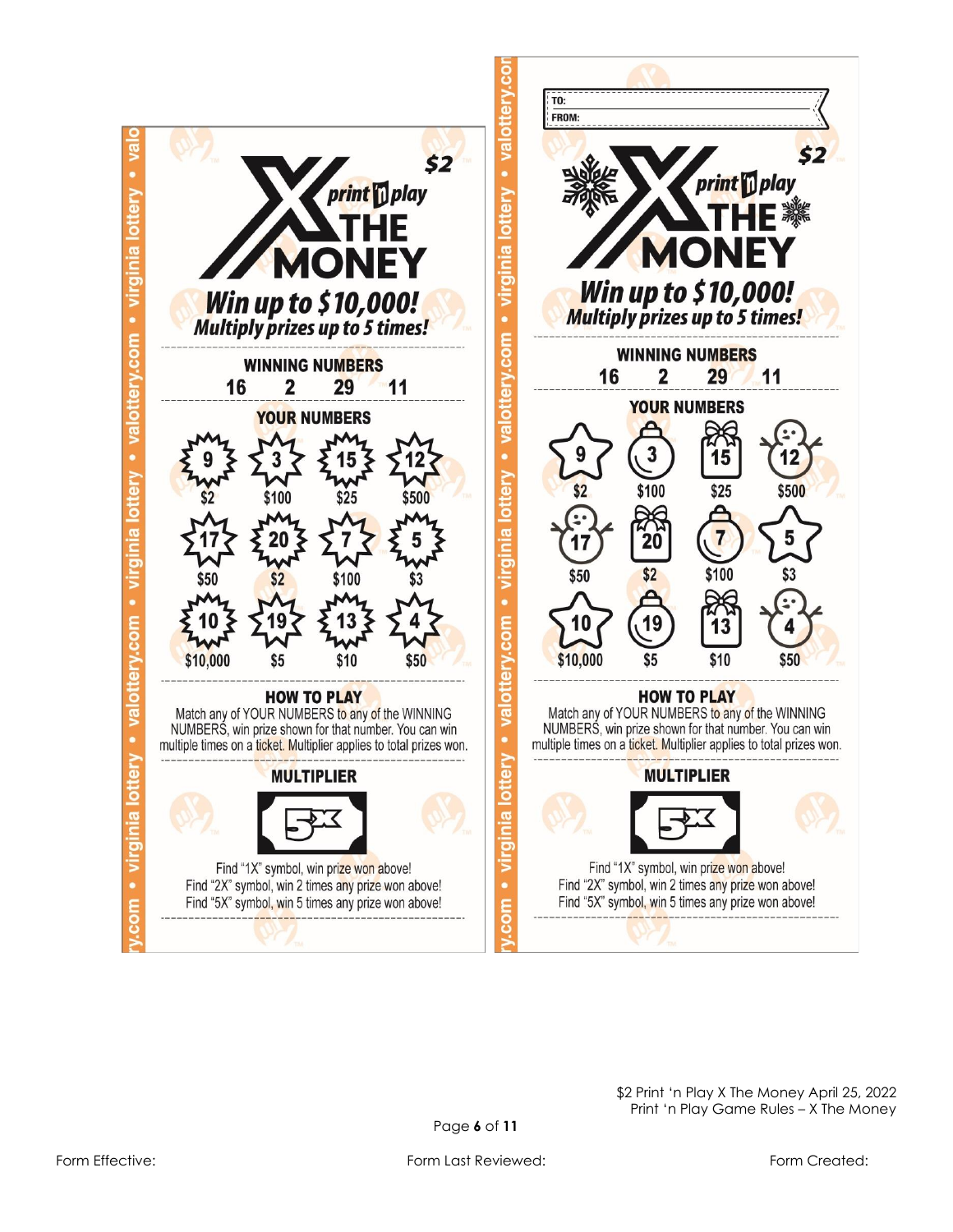## Ticket 1

$2

**X THE MONEY** print 'n play

***Win up to $10,000!***
***Multiply prizes up to 5 times!***

**WINNING NUMBERS**

16 2 29 11

**YOUR NUMBERS**

| | | | |
|---|---|---|---|
| 9 | 3 | 15 | 12 |
| $2 | $100 | $25 | $500 |
| 17 | 20 | 7 | 5 |
| $50 | $2 | $100 | $3 |
| 10 | 19 | 13 | 4 |
| $10,000 | $5 | $10 | $50 |

**HOW TO PLAY**

Match any of YOUR NUMBERS to any of the WINNING NUMBERS, win prize shown for that number. You can win multiple times on a ticket. Multiplier applies to total prizes won.

**MULTIPLIER**

5X

Find "1X" symbol, win prize won above!
Find "2X" symbol, win 2 times any prize won above!
Find "5X" symbol, win 5 times any prize won above!

## Ticket 2

TO:
FROM:

$2

**X THE MONEY** print 'n play

***Win up to $10,000!***
***Multiply prizes up to 5 times!***

**WINNING NUMBERS**

16 2 29 11

**YOUR NUMBERS**

| | | | |
|---|---|---|---|
| 9 | 3 | 15 | 12 |
| $2 | $100 | $25 | $500 |
| 17 | 20 | 7 | 5 |
| $50 | $2 | $100 | $3 |
| 10 | 19 | 13 | 4 |
| $10,000 | $5 | $10 | $50 |

**HOW TO PLAY**

Match any of YOUR NUMBERS to any of the WINNING NUMBERS, win prize shown for that number. You can win multiple times on a ticket. Multiplier applies to total prizes won.

**MULTIPLIER**

5X

Find "1X" symbol, win prize won above!
Find "2X" symbol, win 2 times any prize won above!
Find "5X" symbol, win 5 times any prize won above!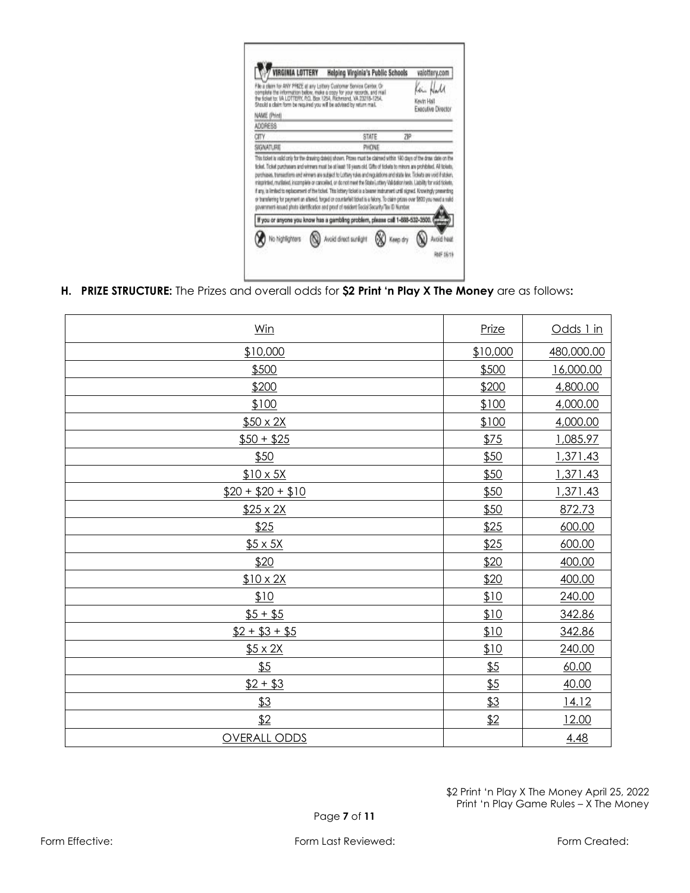**VIRGINIA LOTTERY** **Helping Virginia's Public Schools** valottery.com

File a claim for ANY PRIZE at any Lottery Customer Service Center. Or complete the information below, make a copy for your records, and mail the ticket to: VA LOTTERY, P.O. Box 1254, Richmond, VA 23218-1254. Should a claim form be required you will be advised by return mail.

Kevin Hall
Executive Director

NAME (Print)

ADDRESS

CITY STATE ZIP

SIGNATURE PHONE

This ticket is valid only for the drawing date(s) shown. Prizes must be claimed within 180 days of the draw date on the ticket. Ticket purchasers and winners must be at least 18 years old. Gifts of tickets to minors are prohibited. All tickets, purchases, transactions and winners are subject to Lottery rules and regulations and state law. Tickets are void if stolen, misprinted, mutilated, incomplete or cancelled, or do not meet the State Lottery Validation tests. Liability for void tickets, if any, is limited to replacement of the ticket. This lottery ticket is a bearer instrument until signed. Knowingly presenting or transferring for payment an altered, forged or counterfeit ticket is a felony. To claim prizes over $600 you need a valid government-issued photo identification and proof of resident Social Security/Tax ID Number.

If you or anyone you know has a gambling problem, please call 1-888-532-3500.

No highlighters | Avoid direct sunlight | Keep dry | Avoid heat

RMF 06/19

**H. PRIZE STRUCTURE:** The Prizes and overall odds for **$2 Print 'n Play X The Money** are as follows**:**

| Win | Prize | Odds 1 in |
|---|---|---|
| $10,000 | $10,000 | 480,000.00 |
| $500 | $500 | 16,000.00 |
| $200 | $200 | 4,800.00 |
| $100 | $100 | 4,000.00 |
| $50 x 2X | $100 | 4,000.00 |
| $50 + $25 | $75 | 1,085.97 |
| $50 | $50 | 1,371.43 |
| $10 x 5X | $50 | 1,371.43 |
| $20 + $20 + $10 | $50 | 1,371.43 |
| $25 x 2X | $50 | 872.73 |
| $25 | $25 | 600.00 |
| $5 x 5X | $25 | 600.00 |
| $20 | $20 | 400.00 |
| $10 x 2X | $20 | 400.00 |
| $10 | $10 | 240.00 |
| $5 + $5 | $10 | 342.86 |
| $2 + $3 + $5 | $10 | 342.86 |
| $5 x 2X | $10 | 240.00 |
| $5 | $5 | 60.00 |
| $2 + $3 | $5 | 40.00 |
| $3 | $3 | 14.12 |
| $2 | $2 | 12.00 |
| OVERALL ODDS | | 4.48 |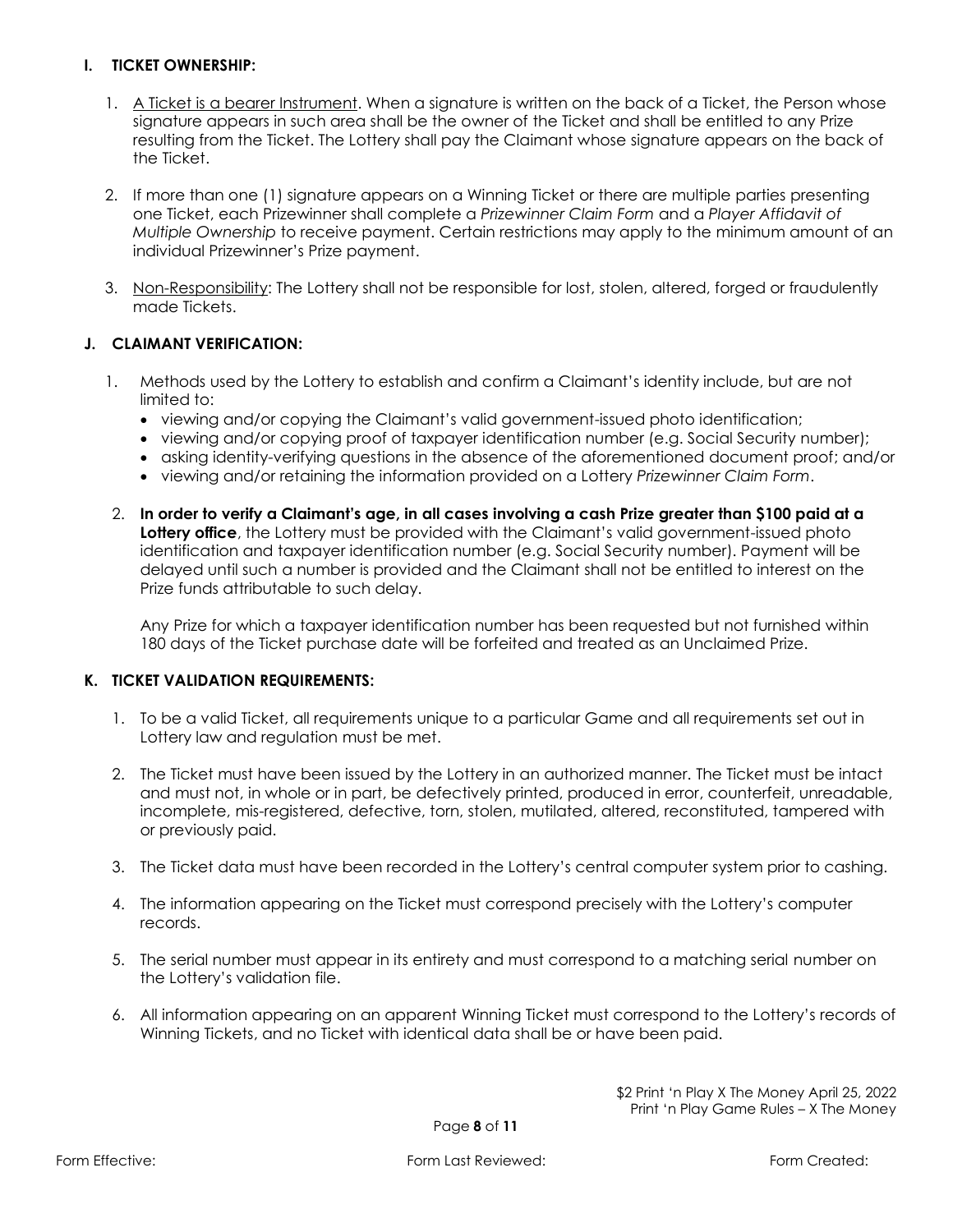## I. TICKET OWNERSHIP:

1. A Ticket is a bearer Instrument. When a signature is written on the back of a Ticket, the Person whose signature appears in such area shall be the owner of the Ticket and shall be entitled to any Prize resulting from the Ticket. The Lottery shall pay the Claimant whose signature appears on the back of the Ticket.

2. If more than one (1) signature appears on a Winning Ticket or there are multiple parties presenting one Ticket, each Prizewinner shall complete a *Prizewinner Claim Form* and a *Player Affidavit of Multiple Ownership* to receive payment. Certain restrictions may apply to the minimum amount of an individual Prizewinner's Prize payment.

3. Non-Responsibility: The Lottery shall not be responsible for lost, stolen, altered, forged or fraudulently made Tickets.

## J. CLAIMANT VERIFICATION:

1. Methods used by the Lottery to establish and confirm a Claimant's identity include, but are not limited to:
   - viewing and/or copying the Claimant's valid government-issued photo identification;
   - viewing and/or copying proof of taxpayer identification number (e.g. Social Security number);
   - asking identity-verifying questions in the absence of the aforementioned document proof; and/or
   - viewing and/or retaining the information provided on a Lottery *Prizewinner Claim Form*.

2. **In order to verify a Claimant's age, in all cases involving a cash Prize greater than $100 paid at a Lottery office**, the Lottery must be provided with the Claimant's valid government-issued photo identification and taxpayer identification number (e.g. Social Security number). Payment will be delayed until such a number is provided and the Claimant shall not be entitled to interest on the Prize funds attributable to such delay.

   Any Prize for which a taxpayer identification number has been requested but not furnished within 180 days of the Ticket purchase date will be forfeited and treated as an Unclaimed Prize.

## K. TICKET VALIDATION REQUIREMENTS:

1. To be a valid Ticket, all requirements unique to a particular Game and all requirements set out in Lottery law and regulation must be met.

2. The Ticket must have been issued by the Lottery in an authorized manner. The Ticket must be intact and must not, in whole or in part, be defectively printed, produced in error, counterfeit, unreadable, incomplete, mis-registered, defective, torn, stolen, mutilated, altered, reconstituted, tampered with or previously paid.

3. The Ticket data must have been recorded in the Lottery's central computer system prior to cashing.

4. The information appearing on the Ticket must correspond precisely with the Lottery's computer records.

5. The serial number must appear in its entirety and must correspond to a matching serial number on the Lottery's validation file.

6. All information appearing on an apparent Winning Ticket must correspond to the Lottery's records of Winning Tickets, and no Ticket with identical data shall be or have been paid.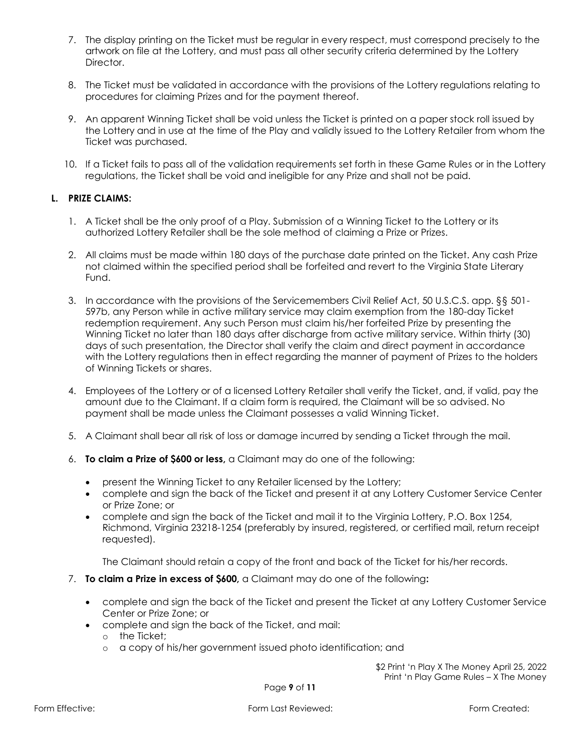7. The display printing on the Ticket must be regular in every respect, must correspond precisely to the artwork on file at the Lottery, and must pass all other security criteria determined by the Lottery Director.

8. The Ticket must be validated in accordance with the provisions of the Lottery regulations relating to procedures for claiming Prizes and for the payment thereof.

9. An apparent Winning Ticket shall be void unless the Ticket is printed on a paper stock roll issued by the Lottery and in use at the time of the Play and validly issued to the Lottery Retailer from whom the Ticket was purchased.

10. If a Ticket fails to pass all of the validation requirements set forth in these Game Rules or in the Lottery regulations, the Ticket shall be void and ineligible for any Prize and shall not be paid.

**L. PRIZE CLAIMS:**

1. A Ticket shall be the only proof of a Play. Submission of a Winning Ticket to the Lottery or its authorized Lottery Retailer shall be the sole method of claiming a Prize or Prizes.

2. All claims must be made within 180 days of the purchase date printed on the Ticket. Any cash Prize not claimed within the specified period shall be forfeited and revert to the Virginia State Literary Fund.

3. In accordance with the provisions of the Servicemembers Civil Relief Act, 50 U.S.C.S. app. §§ 501-597b, any Person while in active military service may claim exemption from the 180-day Ticket redemption requirement. Any such Person must claim his/her forfeited Prize by presenting the Winning Ticket no later than 180 days after discharge from active military service. Within thirty (30) days of such presentation, the Director shall verify the claim and direct payment in accordance with the Lottery regulations then in effect regarding the manner of payment of Prizes to the holders of Winning Tickets or shares.

4. Employees of the Lottery or of a licensed Lottery Retailer shall verify the Ticket, and, if valid, pay the amount due to the Claimant. If a claim form is required, the Claimant will be so advised. No payment shall be made unless the Claimant possesses a valid Winning Ticket.

5. A Claimant shall bear all risk of loss or damage incurred by sending a Ticket through the mail.

6. **To claim a Prize of $600 or less,** a Claimant may do one of the following:

   - present the Winning Ticket to any Retailer licensed by the Lottery;
   - complete and sign the back of the Ticket and present it at any Lottery Customer Service Center or Prize Zone; or
   - complete and sign the back of the Ticket and mail it to the Virginia Lottery, P.O. Box 1254, Richmond, Virginia 23218-1254 (preferably by insured, registered, or certified mail, return receipt requested).

   The Claimant should retain a copy of the front and back of the Ticket for his/her records.

7. **To claim a Prize in excess of $600,** a Claimant may do one of the following**:**

   - complete and sign the back of the Ticket and present the Ticket at any Lottery Customer Service Center or Prize Zone; or
   - complete and sign the back of the Ticket, and mail:
     - the Ticket;
     - a copy of his/her government issued photo identification; and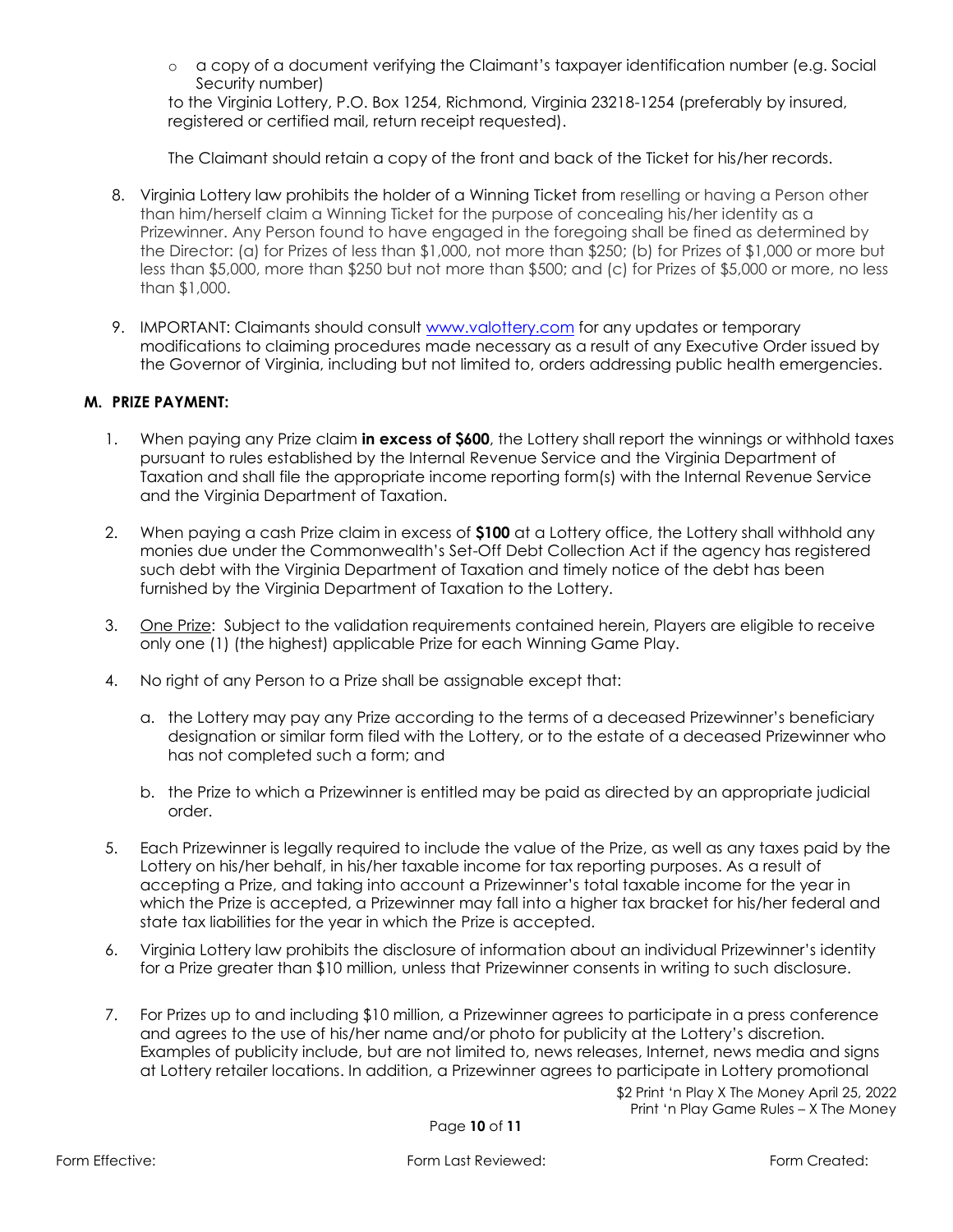- a copy of a document verifying the Claimant's taxpayer identification number (e.g. Social Security number)

to the Virginia Lottery, P.O. Box 1254, Richmond, Virginia 23218-1254 (preferably by insured, registered or certified mail, return receipt requested).

The Claimant should retain a copy of the front and back of the Ticket for his/her records.

8. Virginia Lottery law prohibits the holder of a Winning Ticket from reselling or having a Person other than him/herself claim a Winning Ticket for the purpose of concealing his/her identity as a Prizewinner. Any Person found to have engaged in the foregoing shall be fined as determined by the Director: (a) for Prizes of less than $1,000, not more than $250; (b) for Prizes of $1,000 or more but less than $5,000, more than $250 but not more than $500; and (c) for Prizes of $5,000 or more, no less than $1,000.

9. IMPORTANT: Claimants should consult www.valottery.com for any updates or temporary modifications to claiming procedures made necessary as a result of any Executive Order issued by the Governor of Virginia, including but not limited to, orders addressing public health emergencies.

## M. PRIZE PAYMENT:

1. When paying any Prize claim **in excess of $600**, the Lottery shall report the winnings or withhold taxes pursuant to rules established by the Internal Revenue Service and the Virginia Department of Taxation and shall file the appropriate income reporting form(s) with the Internal Revenue Service and the Virginia Department of Taxation.

2. When paying a cash Prize claim in excess of **$100** at a Lottery office, the Lottery shall withhold any monies due under the Commonwealth's Set-Off Debt Collection Act if the agency has registered such debt with the Virginia Department of Taxation and timely notice of the debt has been furnished by the Virginia Department of Taxation to the Lottery.

3. One Prize: Subject to the validation requirements contained herein, Players are eligible to receive only one (1) (the highest) applicable Prize for each Winning Game Play.

4. No right of any Person to a Prize shall be assignable except that:

   a. the Lottery may pay any Prize according to the terms of a deceased Prizewinner's beneficiary designation or similar form filed with the Lottery, or to the estate of a deceased Prizewinner who has not completed such a form; and

   b. the Prize to which a Prizewinner is entitled may be paid as directed by an appropriate judicial order.

5. Each Prizewinner is legally required to include the value of the Prize, as well as any taxes paid by the Lottery on his/her behalf, in his/her taxable income for tax reporting purposes. As a result of accepting a Prize, and taking into account a Prizewinner's total taxable income for the year in which the Prize is accepted, a Prizewinner may fall into a higher tax bracket for his/her federal and state tax liabilities for the year in which the Prize is accepted.

6. Virginia Lottery law prohibits the disclosure of information about an individual Prizewinner's identity for a Prize greater than $10 million, unless that Prizewinner consents in writing to such disclosure.

7. For Prizes up to and including $10 million, a Prizewinner agrees to participate in a press conference and agrees to the use of his/her name and/or photo for publicity at the Lottery's discretion. Examples of publicity include, but are not limited to, news releases, Internet, news media and signs at Lottery retailer locations. In addition, a Prizewinner agrees to participate in Lottery promotional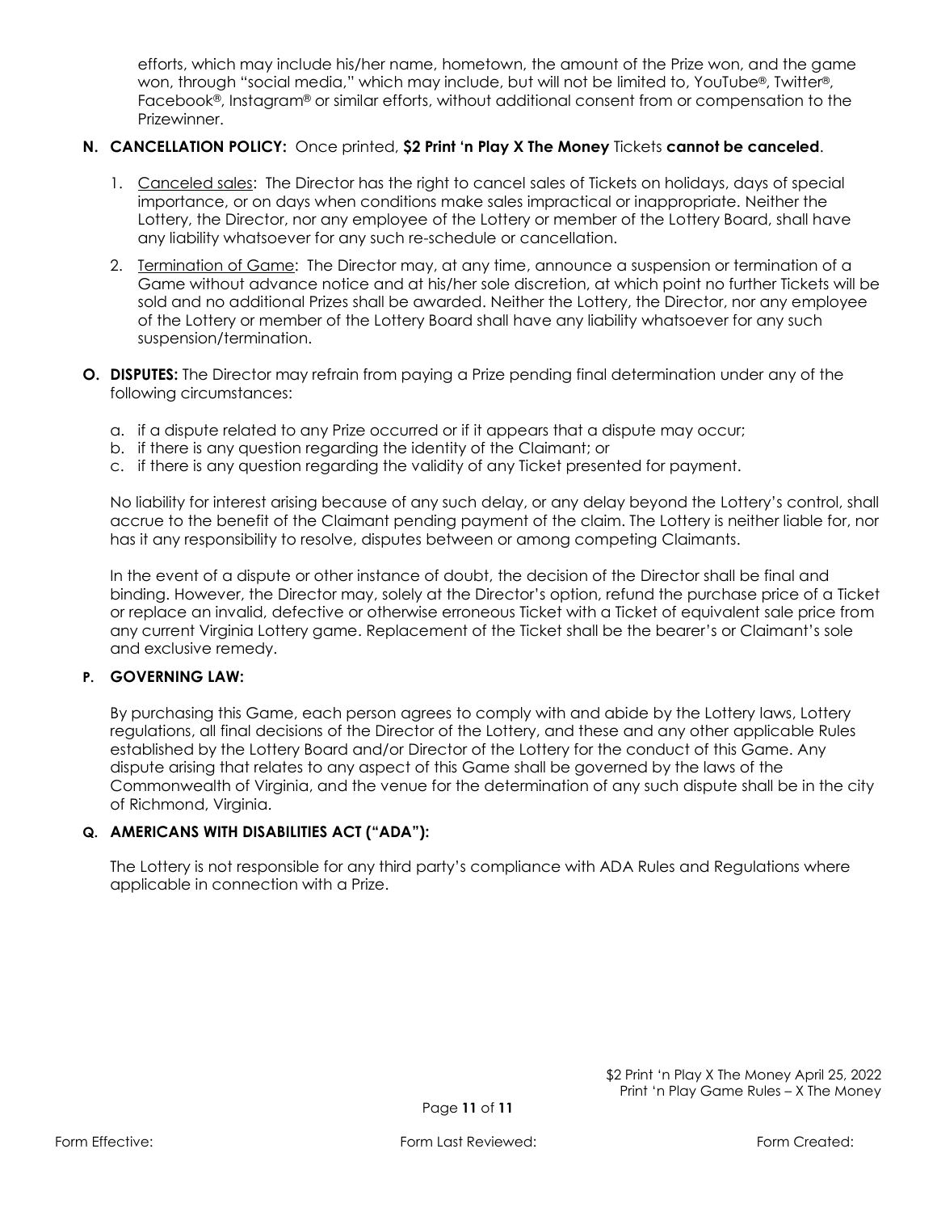efforts, which may include his/her name, hometown, the amount of the Prize won, and the game won, through "social media," which may include, but will not be limited to, YouTube®, Twitter®, Facebook®, Instagram® or similar efforts, without additional consent from or compensation to the Prizewinner.

**N. CANCELLATION POLICY:** Once printed, **$2 Print 'n Play X The Money** Tickets **cannot be canceled**.

1. Canceled sales: The Director has the right to cancel sales of Tickets on holidays, days of special importance, or on days when conditions make sales impractical or inappropriate. Neither the Lottery, the Director, nor any employee of the Lottery or member of the Lottery Board, shall have any liability whatsoever for any such re-schedule or cancellation.
2. Termination of Game: The Director may, at any time, announce a suspension or termination of a Game without advance notice and at his/her sole discretion, at which point no further Tickets will be sold and no additional Prizes shall be awarded. Neither the Lottery, the Director, nor any employee of the Lottery or member of the Lottery Board shall have any liability whatsoever for any such suspension/termination.

**O. DISPUTES:** The Director may refrain from paying a Prize pending final determination under any of the following circumstances:

a. if a dispute related to any Prize occurred or if it appears that a dispute may occur;
b. if there is any question regarding the identity of the Claimant; or
c. if there is any question regarding the validity of any Ticket presented for payment.

No liability for interest arising because of any such delay, or any delay beyond the Lottery's control, shall accrue to the benefit of the Claimant pending payment of the claim. The Lottery is neither liable for, nor has it any responsibility to resolve, disputes between or among competing Claimants.

In the event of a dispute or other instance of doubt, the decision of the Director shall be final and binding. However, the Director may, solely at the Director's option, refund the purchase price of a Ticket or replace an invalid, defective or otherwise erroneous Ticket with a Ticket of equivalent sale price from any current Virginia Lottery game. Replacement of the Ticket shall be the bearer's or Claimant's sole and exclusive remedy.

**P. GOVERNING LAW:**

By purchasing this Game, each person agrees to comply with and abide by the Lottery laws, Lottery regulations, all final decisions of the Director of the Lottery, and these and any other applicable Rules established by the Lottery Board and/or Director of the Lottery for the conduct of this Game. Any dispute arising that relates to any aspect of this Game shall be governed by the laws of the Commonwealth of Virginia, and the venue for the determination of any such dispute shall be in the city of Richmond, Virginia.

**Q. AMERICANS WITH DISABILITIES ACT ("ADA"):**

The Lottery is not responsible for any third party's compliance with ADA Rules and Regulations where applicable in connection with a Prize.